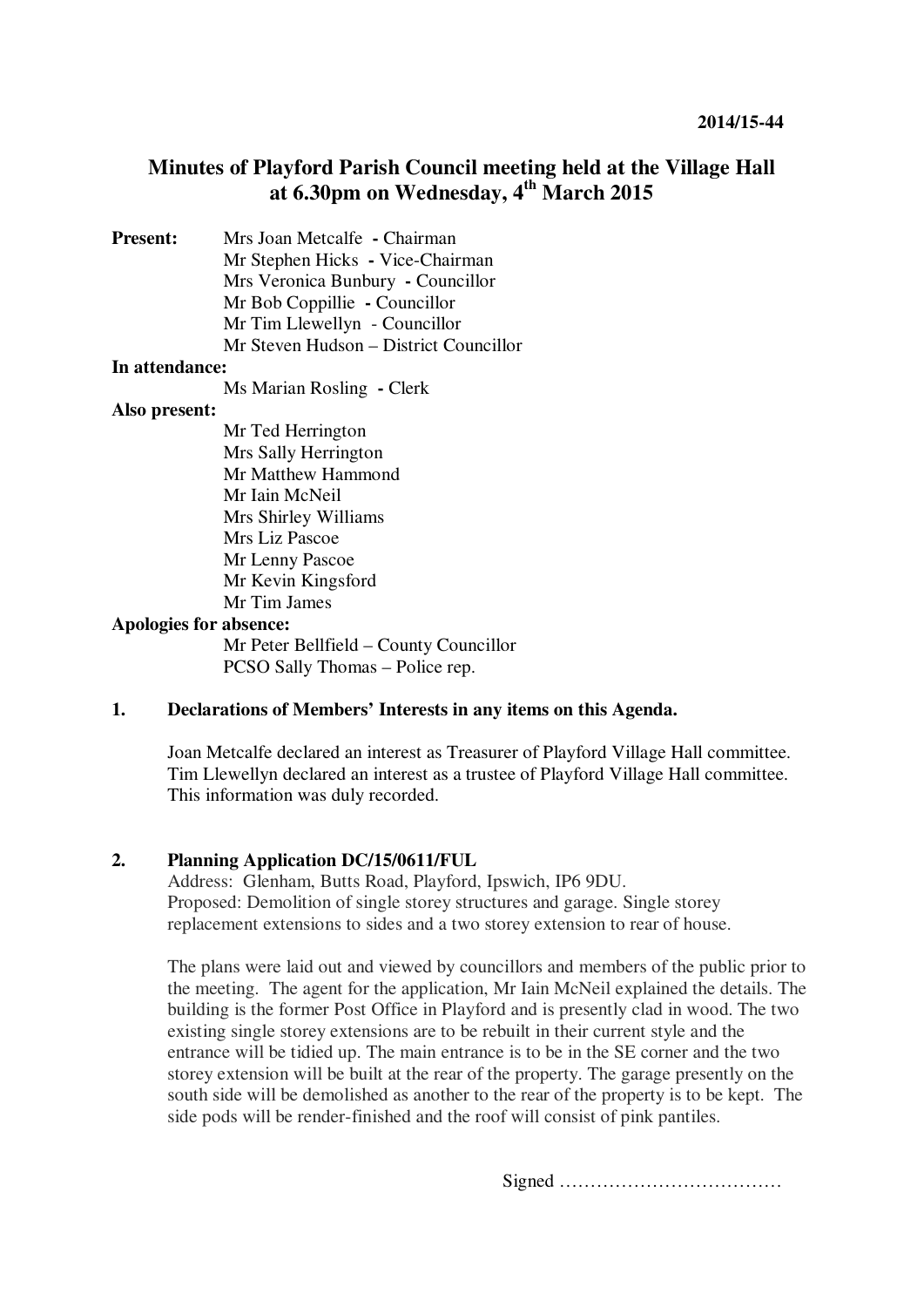2014/15-44

# Minutes of Playford Parish Council meeting held at the Village Hall at 6.30pm on Wednesday, 4th March 2015

**Present:**
- Mrs Joan Metcalfe - Chairman
- Mr Stephen Hicks - Vice-Chairman
- Mrs Veronica Bunbury - Councillor
- Mr Bob Coppillie - Councillor
- Mr Tim Llewellyn - Councillor
- Mr Steven Hudson – District Councillor

**In attendance:**
- Ms Marian Rosling - Clerk

**Also present:**
- Mr Ted Herrington
- Mrs Sally Herrington
- Mr Matthew Hammond
- Mr Iain McNeil
- Mrs Shirley Williams
- Mrs Liz Pascoe
- Mr Lenny Pascoe
- Mr Kevin Kingsford
- Mr Tim James

**Apologies for absence:**
- Mr Peter Bellfield – County Councillor
- PCSO Sally Thomas – Police rep.

## 1. Declarations of Members' Interests in any items on this Agenda.

Joan Metcalfe declared an interest as Treasurer of Playford Village Hall committee. Tim Llewellyn declared an interest as a trustee of Playford Village Hall committee. This information was duly recorded.

## 2. Planning Application DC/15/0611/FUL

Address: Glenham, Butts Road, Playford, Ipswich, IP6 9DU.
Proposed: Demolition of single storey structures and garage. Single storey replacement extensions to sides and a two storey extension to rear of house.

The plans were laid out and viewed by councillors and members of the public prior to the meeting. The agent for the application, Mr Iain McNeil explained the details. The building is the former Post Office in Playford and is presently clad in wood. The two existing single storey extensions are to be rebuilt in their current style and the entrance will be tidied up. The main entrance is to be in the SE corner and the two storey extension will be built at the rear of the property. The garage presently on the south side will be demolished as another to the rear of the property is to be kept. The side pods will be render-finished and the roof will consist of pink pantiles.

Signed ………………………………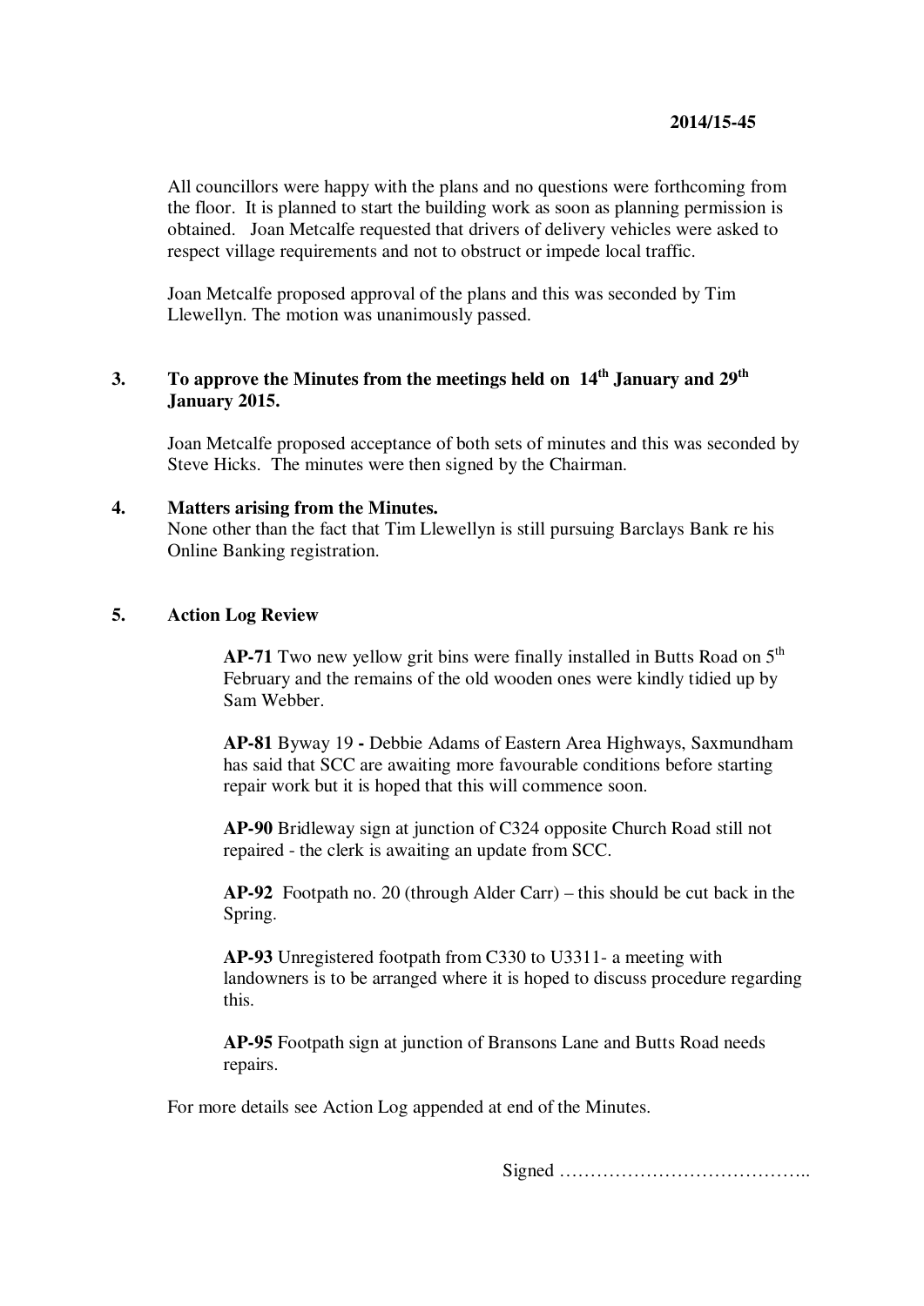All councillors were happy with the plans and no questions were forthcoming from the floor. It is planned to start the building work as soon as planning permission is obtained. Joan Metcalfe requested that drivers of delivery vehicles were asked to respect village requirements and not to obstruct or impede local traffic.

Joan Metcalfe proposed approval of the plans and this was seconded by Tim Llewellyn. The motion was unanimously passed.

## 3. To approve the Minutes from the meetings held on 14th January and 29th January 2015.

Joan Metcalfe proposed acceptance of both sets of minutes and this was seconded by Steve Hicks. The minutes were then signed by the Chairman.

## 4. Matters arising from the Minutes.

None other than the fact that Tim Llewellyn is still pursuing Barclays Bank re his Online Banking registration.

## 5. Action Log Review

**AP-71** Two new yellow grit bins were finally installed in Butts Road on 5th February and the remains of the old wooden ones were kindly tidied up by Sam Webber.

**AP-81** Byway 19 **-** Debbie Adams of Eastern Area Highways, Saxmundham has said that SCC are awaiting more favourable conditions before starting repair work but it is hoped that this will commence soon.

**AP-90** Bridleway sign at junction of C324 opposite Church Road still not repaired - the clerk is awaiting an update from SCC.

**AP-92** Footpath no. 20 (through Alder Carr) – this should be cut back in the Spring.

**AP-93** Unregistered footpath from C330 to U3311- a meeting with landowners is to be arranged where it is hoped to discuss procedure regarding this.

**AP-95** Footpath sign at junction of Bransons Lane and Butts Road needs repairs.

For more details see Action Log appended at end of the Minutes.

Signed …………………………………..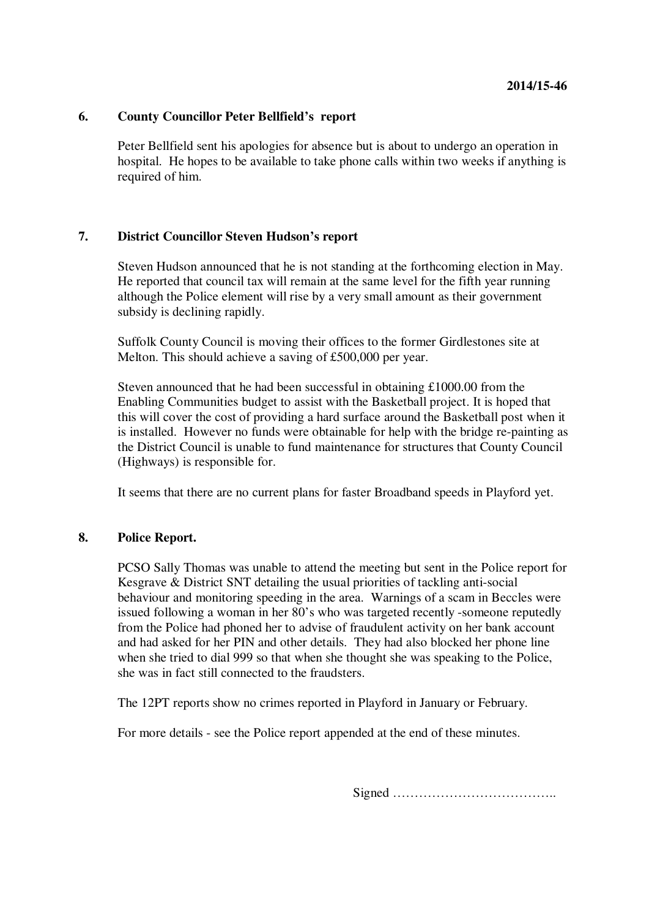**2014/15-46**

## 6. County Councillor Peter Bellfield's report

Peter Bellfield sent his apologies for absence but is about to undergo an operation in hospital. He hopes to be available to take phone calls within two weeks if anything is required of him.

## 7. District Councillor Steven Hudson's report

Steven Hudson announced that he is not standing at the forthcoming election in May. He reported that council tax will remain at the same level for the fifth year running although the Police element will rise by a very small amount as their government subsidy is declining rapidly.

Suffolk County Council is moving their offices to the former Girdlestones site at Melton. This should achieve a saving of £500,000 per year.

Steven announced that he had been successful in obtaining £1000.00 from the Enabling Communities budget to assist with the Basketball project. It is hoped that this will cover the cost of providing a hard surface around the Basketball post when it is installed. However no funds were obtainable for help with the bridge re-painting as the District Council is unable to fund maintenance for structures that County Council (Highways) is responsible for.

It seems that there are no current plans for faster Broadband speeds in Playford yet.

## 8. Police Report.

PCSO Sally Thomas was unable to attend the meeting but sent in the Police report for Kesgrave & District SNT detailing the usual priorities of tackling anti-social behaviour and monitoring speeding in the area. Warnings of a scam in Beccles were issued following a woman in her 80's who was targeted recently -someone reputedly from the Police had phoned her to advise of fraudulent activity on her bank account and had asked for her PIN and other details. They had also blocked her phone line when she tried to dial 999 so that when she thought she was speaking to the Police, she was in fact still connected to the fraudsters.

The 12PT reports show no crimes reported in Playford in January or February.

For more details - see the Police report appended at the end of these minutes.

Signed ………………………………..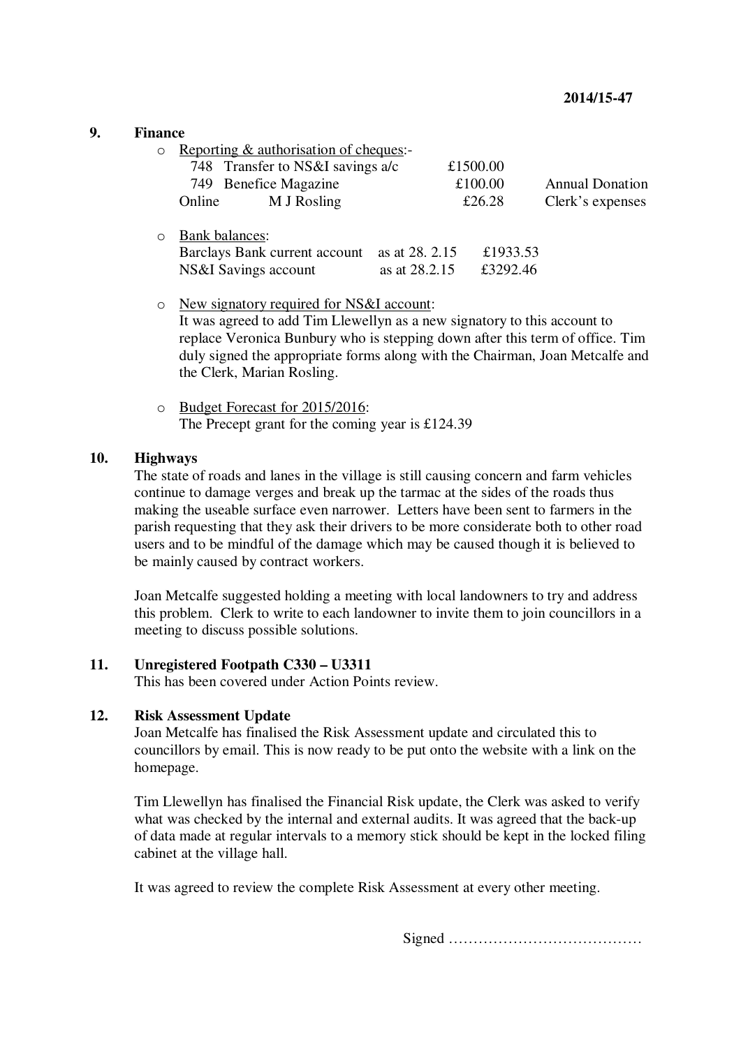2014/15-47

## 9. Finance

- Reporting & authorisation of cheques:-

| | | | |
|---|---|---|---|
| 748 | Transfer to NS&I savings a/c | £1500.00 | |
| 749 | Benefice Magazine | £100.00 | Annual Donation |
| Online | M J Rosling | £26.28 | Clerk's expenses |

- Bank balances:

| | | |
|---|---|---|
| Barclays Bank current account | as at 28. 2.15 | £1933.53 |
| NS&I Savings account | as at 28.2.15 | £3292.46 |

- New signatory required for NS&I account:
  It was agreed to add Tim Llewellyn as a new signatory to this account to replace Veronica Bunbury who is stepping down after this term of office. Tim duly signed the appropriate forms along with the Chairman, Joan Metcalfe and the Clerk, Marian Rosling.

- Budget Forecast for 2015/2016:
  The Precept grant for the coming year is £124.39

## 10. Highways

The state of roads and lanes in the village is still causing concern and farm vehicles continue to damage verges and break up the tarmac at the sides of the roads thus making the useable surface even narrower. Letters have been sent to farmers in the parish requesting that they ask their drivers to be more considerate both to other road users and to be mindful of the damage which may be caused though it is believed to be mainly caused by contract workers.

Joan Metcalfe suggested holding a meeting with local landowners to try and address this problem. Clerk to write to each landowner to invite them to join councillors in a meeting to discuss possible solutions.

## 11. Unregistered Footpath C330 – U3311

This has been covered under Action Points review.

## 12. Risk Assessment Update

Joan Metcalfe has finalised the Risk Assessment update and circulated this to councillors by email. This is now ready to be put onto the website with a link on the homepage.

Tim Llewellyn has finalised the Financial Risk update, the Clerk was asked to verify what was checked by the internal and external audits. It was agreed that the back-up of data made at regular intervals to a memory stick should be kept in the locked filing cabinet at the village hall.

It was agreed to review the complete Risk Assessment at every other meeting.

Signed …………………………………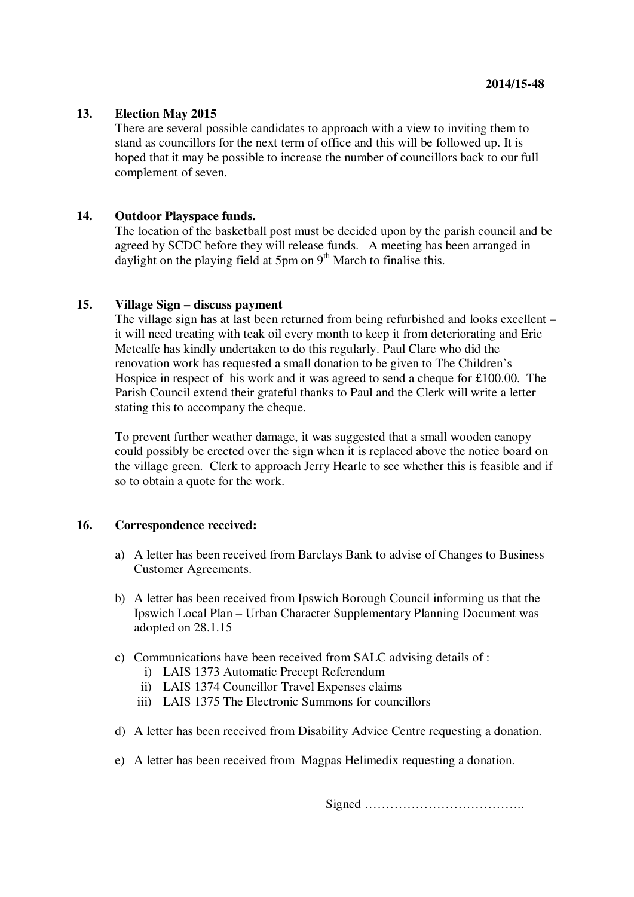**2014/15-48**

## 13. Election May 2015

There are several possible candidates to approach with a view to inviting them to stand as councillors for the next term of office and this will be followed up. It is hoped that it may be possible to increase the number of councillors back to our full complement of seven.

## 14. Outdoor Playspace funds.

The location of the basketball post must be decided upon by the parish council and be agreed by SCDC before they will release funds. A meeting has been arranged in daylight on the playing field at 5pm on 9th March to finalise this.

## 15. Village Sign – discuss payment

The village sign has at last been returned from being refurbished and looks excellent – it will need treating with teak oil every month to keep it from deteriorating and Eric Metcalfe has kindly undertaken to do this regularly. Paul Clare who did the renovation work has requested a small donation to be given to The Children's Hospice in respect of his work and it was agreed to send a cheque for £100.00. The Parish Council extend their grateful thanks to Paul and the Clerk will write a letter stating this to accompany the cheque.

To prevent further weather damage, it was suggested that a small wooden canopy could possibly be erected over the sign when it is replaced above the notice board on the village green. Clerk to approach Jerry Hearle to see whether this is feasible and if so to obtain a quote for the work.

## 16. Correspondence received:

a) A letter has been received from Barclays Bank to advise of Changes to Business Customer Agreements.

b) A letter has been received from Ipswich Borough Council informing us that the Ipswich Local Plan – Urban Character Supplementary Planning Document was adopted on 28.1.15

c) Communications have been received from SALC advising details of :
   - i) LAIS 1373 Automatic Precept Referendum
   - ii) LAIS 1374 Councillor Travel Expenses claims
   - iii) LAIS 1375 The Electronic Summons for councillors

d) A letter has been received from Disability Advice Centre requesting a donation.

e) A letter has been received from Magpas Helimedix requesting a donation.

Signed ………………………………..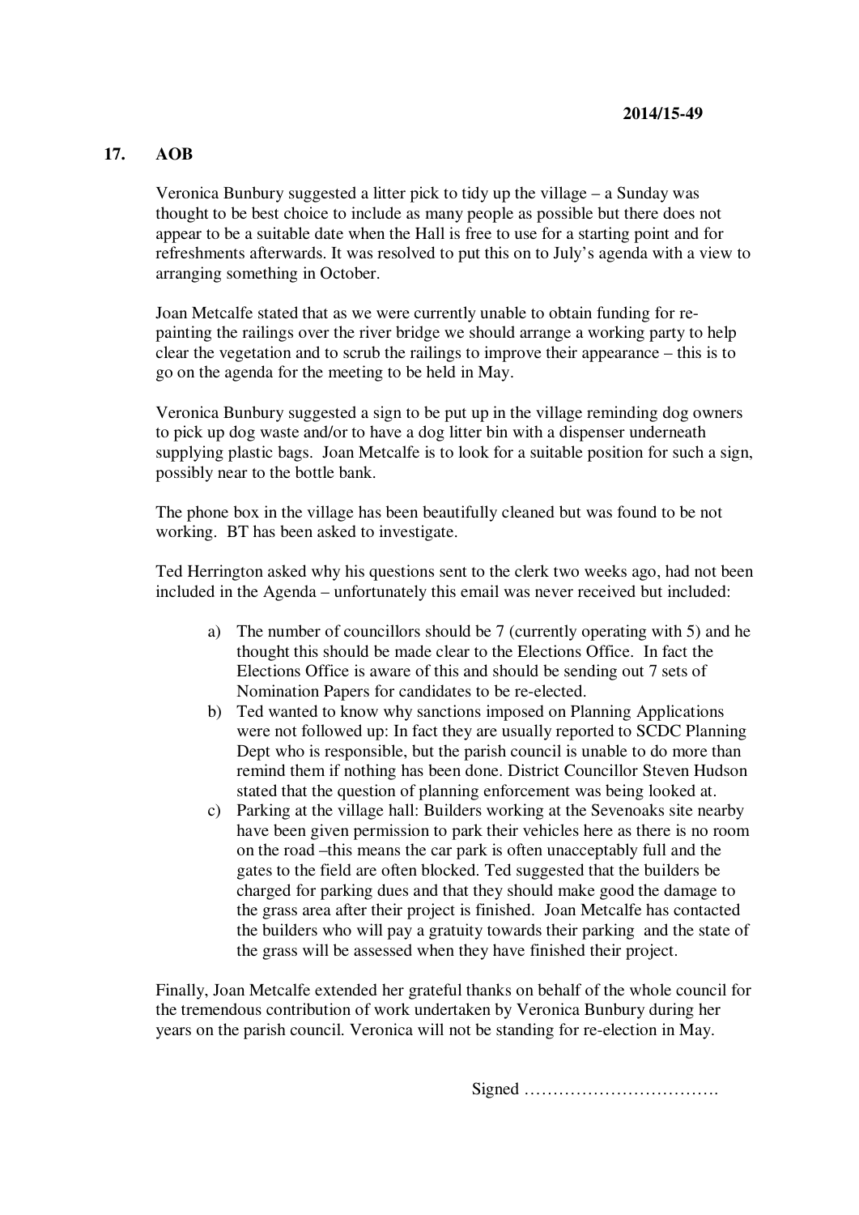2014/15-49

## 17. AOB

Veronica Bunbury suggested a litter pick to tidy up the village – a Sunday was thought to be best choice to include as many people as possible but there does not appear to be a suitable date when the Hall is free to use for a starting point and for refreshments afterwards. It was resolved to put this on to July's agenda with a view to arranging something in October.

Joan Metcalfe stated that as we were currently unable to obtain funding for re-painting the railings over the river bridge we should arrange a working party to help clear the vegetation and to scrub the railings to improve their appearance – this is to go on the agenda for the meeting to be held in May.

Veronica Bunbury suggested a sign to be put up in the village reminding dog owners to pick up dog waste and/or to have a dog litter bin with a dispenser underneath supplying plastic bags. Joan Metcalfe is to look for a suitable position for such a sign, possibly near to the bottle bank.

The phone box in the village has been beautifully cleaned but was found to be not working. BT has been asked to investigate.

Ted Herrington asked why his questions sent to the clerk two weeks ago, had not been included in the Agenda – unfortunately this email was never received but included:

a) The number of councillors should be 7 (currently operating with 5) and he thought this should be made clear to the Elections Office. In fact the Elections Office is aware of this and should be sending out 7 sets of Nomination Papers for candidates to be re-elected.
b) Ted wanted to know why sanctions imposed on Planning Applications were not followed up: In fact they are usually reported to SCDC Planning Dept who is responsible, but the parish council is unable to do more than remind them if nothing has been done. District Councillor Steven Hudson stated that the question of planning enforcement was being looked at.
c) Parking at the village hall: Builders working at the Sevenoaks site nearby have been given permission to park their vehicles here as there is no room on the road –this means the car park is often unacceptably full and the gates to the field are often blocked. Ted suggested that the builders be charged for parking dues and that they should make good the damage to the grass area after their project is finished. Joan Metcalfe has contacted the builders who will pay a gratuity towards their parking and the state of the grass will be assessed when they have finished their project.

Finally, Joan Metcalfe extended her grateful thanks on behalf of the whole council for the tremendous contribution of work undertaken by Veronica Bunbury during her years on the parish council. Veronica will not be standing for re-election in May.

Signed …………………………….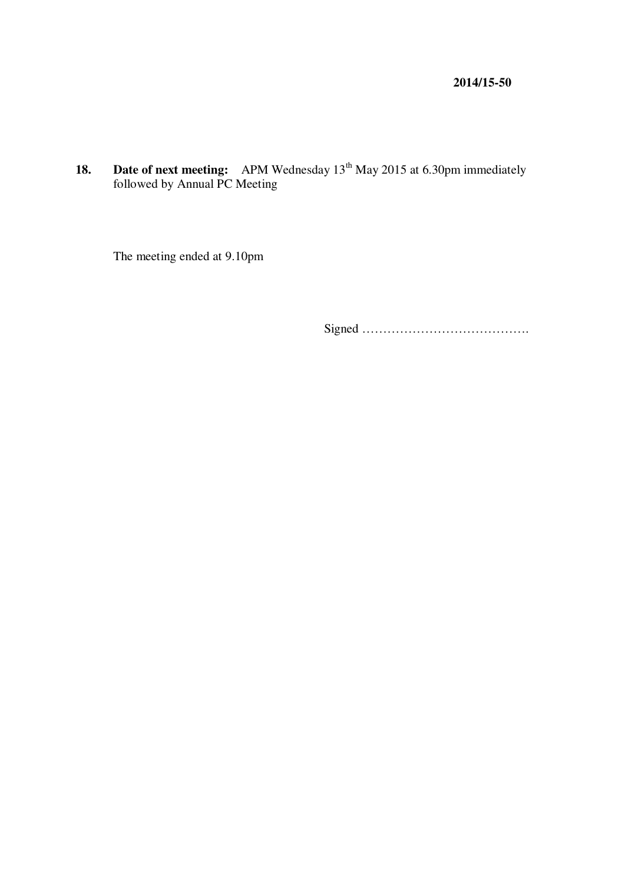**18. Date of next meeting:** APM Wednesday 13th May 2015 at 6.30pm immediately followed by Annual PC Meeting

The meeting ended at 9.10pm

Signed ………………………………….